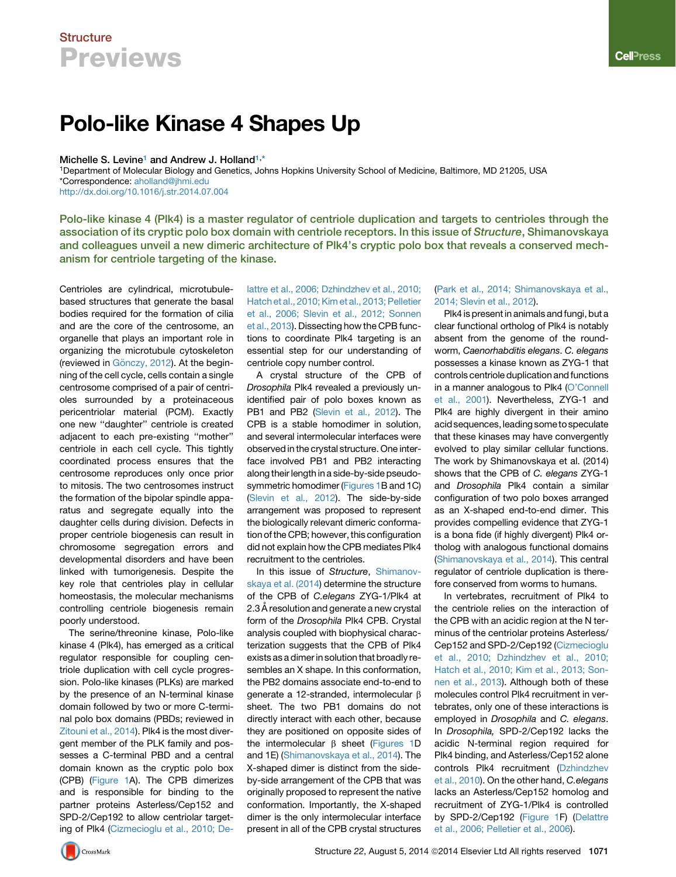Structure

# Previews

# Polo-like Kinase 4 Shapes Up

Michelle S. Levine[1] and Andrew J. Holland[1,*]

[1]Department of Molecular Biology and Genetics, Johns Hopkins University School of Medicine, Baltimore, MD 21205, USA

*Correspondence: aholland@jhmi.edu

http://dx.doi.org/10.1016/j.str.2014.07.004

**Polo-like kinase 4 (Plk4) is a master regulator of centriole duplication and targets to centrioles through the association of its cryptic polo box domain with centriole receptors. In this issue of *Structure*, Shimanovskaya and colleagues unveil a new dimeric architecture of Plk4's cryptic polo box that reveals a conserved mechanism for centriole targeting of the kinase.**

Centrioles are cylindrical, microtubule-based structures that generate the basal bodies required for the formation of cilia and are the core of the centrosome, an organelle that plays an important role in organizing the microtubule cytoskeleton (reviewed in Gönczy, 2012). At the beginning of the cell cycle, cells contain a single centrosome comprised of a pair of centrioles surrounded by a proteinaceous pericentriolar material (PCM). Exactly one new "daughter" centriole is created adjacent to each pre-existing "mother" centriole in each cell cycle. This tightly coordinated process ensures that the centrosome reproduces only once prior to mitosis. The two centrosomes instruct the formation of the bipolar spindle apparatus and segregate equally into the daughter cells during division. Defects in proper centriole biogenesis can result in chromosome segregation errors and developmental disorders and have been linked with tumorigenesis. Despite the key role that centrioles play in cellular homeostasis, the molecular mechanisms controlling centriole biogenesis remain poorly understood.

The serine/threonine kinase, Polo-like kinase 4 (Plk4), has emerged as a critical regulator responsible for coupling centriole duplication with cell cycle progression. Polo-like kinases (PLKs) are marked by the presence of an N-terminal kinase domain followed by two or more C-terminal polo box domains (PBDs; reviewed in Zitouni et al., 2014). Plk4 is the most divergent member of the PLK family and possesses a C-terminal PBD and a central domain known as the cryptic polo box (CPB) (Figure 1A). The CPB dimerizes and is responsible for binding to the partner proteins Asterless/Cep152 and SPD-2/Cep192 to allow centriolar targeting of Plk4 (Cizmecioglu et al., 2010; Delattre et al., 2006; Dzhindzhev et al., 2010; Hatch et al., 2010; Kim et al., 2013; Pelletier et al., 2006; Slevin et al., 2012; Sonnen et al., 2013). Dissecting how the CPB functions to coordinate Plk4 targeting is an essential step for our understanding of centriole copy number control.

A crystal structure of the CPB of *Drosophila* Plk4 revealed a previously unidentified pair of polo boxes known as PB1 and PB2 (Slevin et al., 2012). The CPB is a stable homodimer in solution, and several intermolecular interfaces were observed in the crystal structure. One interface involved PB1 and PB2 interacting along their length in a side-by-side pseudo-symmetric homodimer (Figures 1B and 1C) (Slevin et al., 2012). The side-by-side arrangement was proposed to represent the biologically relevant dimeric conformation of the CPB; however, this configuration did not explain how the CPB mediates Plk4 recruitment to the centrioles.

In this issue of *Structure*, Shimanovskaya et al. (2014) determine the structure of the CPB of *C.elegans* ZYG-1/Plk4 at 2.3 Å resolution and generate a new crystal form of the *Drosophila* Plk4 CPB. Crystal analysis coupled with biophysical characterization suggests that the CPB of Plk4 exists as a dimer in solution that broadly resembles an X shape. In this conformation, the PB2 domains associate end-to-end to generate a 12-stranded, intermolecular β sheet. The two PB1 domains do not directly interact with each other, because they are positioned on opposite sides of the intermolecular β sheet (Figures 1D and 1E) (Shimanovskaya et al., 2014). The X-shaped dimer is distinct from the side-by-side arrangement of the CPB that was originally proposed to represent the native conformation. Importantly, the X-shaped dimer is the only intermolecular interface present in all of the CPB crystal structures (Park et al., 2014; Shimanovskaya et al., 2014; Slevin et al., 2012).

Plk4 is present in animals and fungi, but a clear functional ortholog of Plk4 is notably absent from the genome of the roundworm, *Caenorhabditis elegans*. *C. elegans* possesses a kinase known as ZYG-1 that controls centriole duplication and functions in a manner analogous to Plk4 (O'Connell et al., 2001). Nevertheless, ZYG-1 and Plk4 are highly divergent in their amino acid sequences, leading some to speculate that these kinases may have convergently evolved to play similar cellular functions. The work by Shimanovskaya et al. (2014) shows that the CPB of *C. elegans* ZYG-1 and *Drosophila* Plk4 contain a similar configuration of two polo boxes arranged as an X-shaped end-to-end dimer. This provides compelling evidence that ZYG-1 is a bona fide (if highly divergent) Plk4 ortholog with analogous functional domains (Shimanovskaya et al., 2014). This central regulator of centriole duplication is therefore conserved from worms to humans.

In vertebrates, recruitment of Plk4 to the centriole relies on the interaction of the CPB with an acidic region at the N terminus of the centriolar proteins Asterless/Cep152 and SPD-2/Cep192 (Cizmecioglu et al., 2010; Dzhindzhev et al., 2010; Hatch et al., 2010; Kim et al., 2013; Sonnen et al., 2013). Although both of these molecules control Plk4 recruitment in vertebrates, only one of these interactions is employed in *Drosophila* and *C. elegans*. In *Drosophila,* SPD-2/Cep192 lacks the acidic N-terminal region required for Plk4 binding, and Asterless/Cep152 alone controls Plk4 recruitment (Dzhindzhev et al., 2010). On the other hand, *C.elegans* lacks an Asterless/Cep152 homolog and recruitment of ZYG-1/Plk4 is controlled by SPD-2/Cep192 (Figure 1F) (Delattre et al., 2006; Pelletier et al., 2006).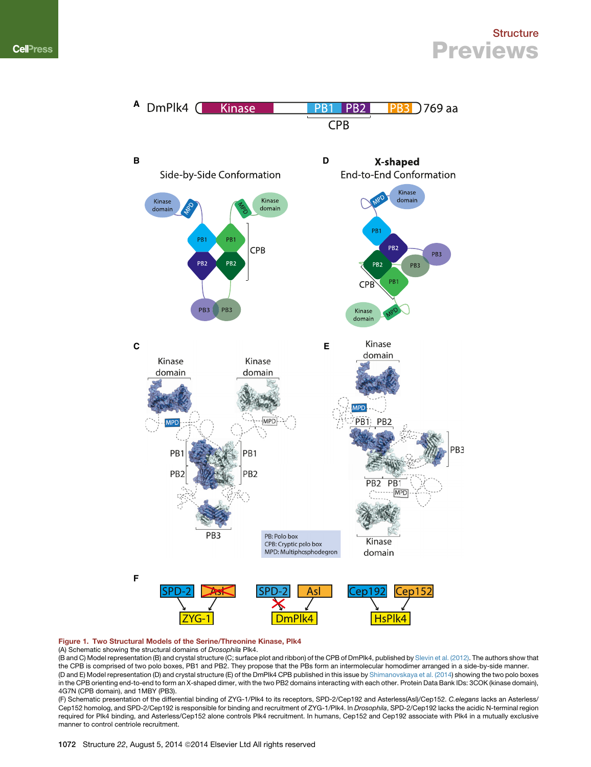**Figure 1. Two Structural Models of the Serine/Threonine Kinase, Plk4**

(A) Schematic showing the structural domains of *Drosophila* Plk4.

(B and C) Model representation (B) and crystal structure (C; surface plot and ribbon) of the CPB of DmPlk4, published by Slevin et al. (2012). The authors show that the CPB is comprised of two polo boxes, PB1 and PB2. They propose that the PBs form an intermolecular homodimer arranged in a side-by-side manner.

(D and E) Model representation (D) and crystal structure (E) of the DmPlk4 CPB published in this issue by Shimanovskaya et al. (2014) showing the two polo boxes in the CPB orienting end-to-end to form an X-shaped dimer, with the two PB2 domains interacting with each other. Protein Data Bank IDs: 3COK (kinase domain), 4G7N (CPB domain), and 1MBY (PB3).

(F) Schematic presentation of the differential binding of ZYG-1/Plk4 to its receptors, SPD-2/Cep192 and Asterless(Asl)/Cep152. *C.elegans* lacks an Asterless/Cep152 homolog, and SPD-2/Cep192 is responsible for binding and recruitment of ZYG-1/Plk4. In *Drosophila*, SPD-2/Cep192 lacks the acidic N-terminal region required for Plk4 binding, and Asterless/Cep152 alone controls Plk4 recruitment. In humans, Cep152 and Cep192 associate with Plk4 in a mutually exclusive manner to control centriole recruitment.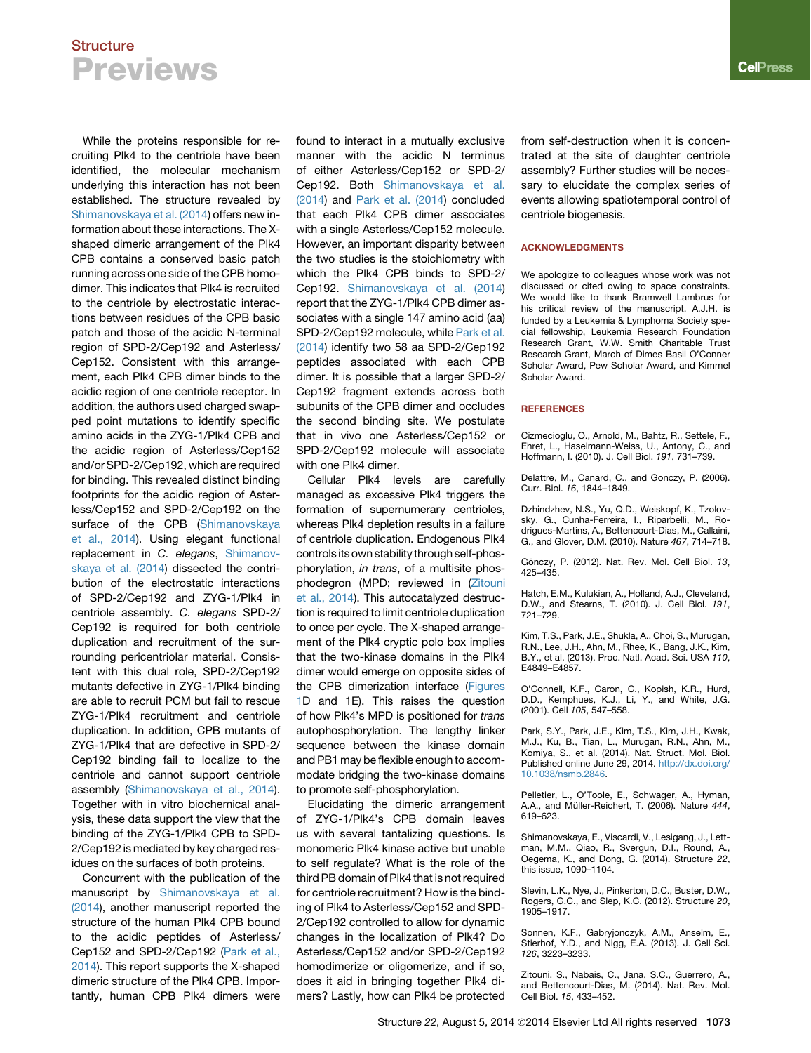While the proteins responsible for recruiting Plk4 to the centriole have been identified, the molecular mechanism underlying this interaction has not been established. The structure revealed by Shimanovskaya et al. (2014) offers new information about these interactions. The X-shaped dimeric arrangement of the Plk4 CPB contains a conserved basic patch running across one side of the CPB homodimer. This indicates that Plk4 is recruited to the centriole by electrostatic interactions between residues of the CPB basic patch and those of the acidic N-terminal region of SPD-2/Cep192 and Asterless/Cep152. Consistent with this arrangement, each Plk4 CPB dimer binds to the acidic region of one centriole receptor. In addition, the authors used charged swapped point mutations to identify specific amino acids in the ZYG-1/Plk4 CPB and the acidic region of Asterless/Cep152 and/or SPD-2/Cep192, which are required for binding. This revealed distinct binding footprints for the acidic region of Asterless/Cep152 and SPD-2/Cep192 on the surface of the CPB (Shimanovskaya et al., 2014). Using elegant functional replacement in *C. elegans*, Shimanovskaya et al. (2014) dissected the contribution of the electrostatic interactions of SPD-2/Cep192 and ZYG-1/Plk4 in centriole assembly. *C. elegans* SPD-2/Cep192 is required for both centriole duplication and recruitment of the surrounding pericentriolar material. Consistent with this dual role, SPD-2/Cep192 mutants defective in ZYG-1/Plk4 binding are able to recruit PCM but fail to rescue ZYG-1/Plk4 recruitment and centriole duplication. In addition, CPB mutants of ZYG-1/Plk4 that are defective in SPD-2/Cep192 binding fail to localize to the centriole and cannot support centriole assembly (Shimanovskaya et al., 2014). Together with in vitro biochemical analysis, these data support the view that the binding of the ZYG-1/Plk4 CPB to SPD-2/Cep192 is mediated by key charged residues on the surfaces of both proteins.

Concurrent with the publication of the manuscript by Shimanovskaya et al. (2014), another manuscript reported the structure of the human Plk4 CPB bound to the acidic peptides of Asterless/Cep152 and SPD-2/Cep192 (Park et al., 2014). This report supports the X-shaped dimeric structure of the Plk4 CPB. Importantly, human CPB Plk4 dimers were found to interact in a mutually exclusive manner with the acidic N terminus of either Asterless/Cep152 or SPD-2/Cep192. Both Shimanovskaya et al. (2014) and Park et al. (2014) concluded that each Plk4 CPB dimer associates with a single Asterless/Cep152 molecule. However, an important disparity between the two studies is the stoichiometry with which the Plk4 CPB binds to SPD-2/Cep192. Shimanovskaya et al. (2014) report that the ZYG-1/Plk4 CPB dimer associates with a single 147 amino acid (aa) SPD-2/Cep192 molecule, while Park et al. (2014) identify two 58 aa SPD-2/Cep192 peptides associated with each CPB dimer. It is possible that a larger SPD-2/Cep192 fragment extends across both subunits of the CPB dimer and occludes the second binding site. We postulate that in vivo one Asterless/Cep152 or SPD-2/Cep192 molecule will associate with one Plk4 dimer.

Cellular Plk4 levels are carefully managed as excessive Plk4 triggers the formation of supernumerary centrioles, whereas Plk4 depletion results in a failure of centriole duplication. Endogenous Plk4 controls its own stability through self-phosphorylation, *in trans*, of a multisite phosphodegron (MPD; reviewed in (Zitouni et al., 2014). This autocatalyzed destruction is required to limit centriole duplication to once per cycle. The X-shaped arrangement of the Plk4 cryptic polo box implies that the two-kinase domains in the Plk4 dimer would emerge on opposite sides of the CPB dimerization interface (Figures 1D and 1E). This raises the question of how Plk4's MPD is positioned for *trans* autophosphorylation. The lengthy linker sequence between the kinase domain and PB1 may be flexible enough to accommodate bridging the two-kinase domains to promote self-phosphorylation.

Elucidating the dimeric arrangement of ZYG-1/Plk4's CPB domain leaves us with several tantalizing questions. Is monomeric Plk4 kinase active but unable to self regulate? What is the role of the third PB domain of Plk4 that is not required for centriole recruitment? How is the binding of Plk4 to Asterless/Cep152 and SPD-2/Cep192 controlled to allow for dynamic changes in the localization of Plk4? Do Asterless/Cep152 and/or SPD-2/Cep192 homodimerize or oligomerize, and if so, does it aid in bringing together Plk4 dimers? Lastly, how can Plk4 be protected from self-destruction when it is concentrated at the site of daughter centriole assembly? Further studies will be necessary to elucidate the complex series of events allowing spatiotemporal control of centriole biogenesis.

## ACKNOWLEDGMENTS

We apologize to colleagues whose work was not discussed or cited owing to space constraints. We would like to thank Bramwell Lambrus for his critical review of the manuscript. A.J.H. is funded by a Leukemia & Lymphoma Society special fellowship, Leukemia Research Foundation Research Grant, W.W. Smith Charitable Trust Research Grant, March of Dimes Basil O'Conner Scholar Award, Pew Scholar Award, and Kimmel Scholar Award.

## REFERENCES

Cizmecioglu, O., Arnold, M., Bahtz, R., Settele, F., Ehret, L., Haselmann-Weiss, U., Antony, C., and Hoffmann, I. (2010). J. Cell Biol. *191*, 731–739.

Delattre, M., Canard, C., and Gonczy, P. (2006). Curr. Biol. *16*, 1844–1849.

Dzhindzhev, N.S., Yu, Q.D., Weiskopf, K., Tzolovsky, G., Cunha-Ferreira, I., Riparbelli, M., Rodrigues-Martins, A., Bettencourt-Dias, M., Callaini, G., and Glover, D.M. (2010). Nature *467*, 714–718.

Gönczy, P. (2012). Nat. Rev. Mol. Cell Biol. *13*, 425–435.

Hatch, E.M., Kulukian, A., Holland, A.J., Cleveland, D.W., and Stearns, T. (2010). J. Cell Biol. *191*, 721–729.

Kim, T.S., Park, J.E., Shukla, A., Choi, S., Murugan, R.N., Lee, J.H., Ahn, M., Rhee, K., Bang, J.K., Kim, B.Y., et al. (2013). Proc. Natl. Acad. Sci. USA *110*, E4849–E4857.

O'Connell, K.F., Caron, C., Kopish, K.R., Hurd, D.D., Kemphues, K.J., Li, Y., and White, J.G. (2001). Cell *105*, 547–558.

Park, S.Y., Park, J.E., Kim, T.S., Kim, J.H., Kwak, M.J., Ku, B., Tian, L., Murugan, R.N., Ahn, M., Komiya, S., et al. (2014). Nat. Struct. Mol. Biol. Published online June 29, 2014. http://dx.doi.org/10.1038/nsmb.2846.

Pelletier, L., O'Toole, E., Schwager, A., Hyman, A.A., and Müller-Reichert, T. (2006). Nature *444*, 619–623.

Shimanovskaya, E., Viscardi, V., Lesigang, J., Lettman, M.M., Qiao, R., Svergun, D.I., Round, A., Oegema, K., and Dong, G. (2014). Structure *22*, this issue, 1090–1104.

Slevin, L.K., Nye, J., Pinkerton, D.C., Buster, D.W., Rogers, G.C., and Slep, K.C. (2012). Structure *20*, 1905–1917.

Sonnen, K.F., Gabryjonczyk, A.M., Anselm, E., Stierhof, Y.D., and Nigg, E.A. (2013). J. Cell Sci. *126*, 3223–3233.

Zitouni, S., Nabais, C., Jana, S.C., Guerrero, A., and Bettencourt-Dias, M. (2014). Nat. Rev. Mol. Cell Biol. *15*, 433–452.